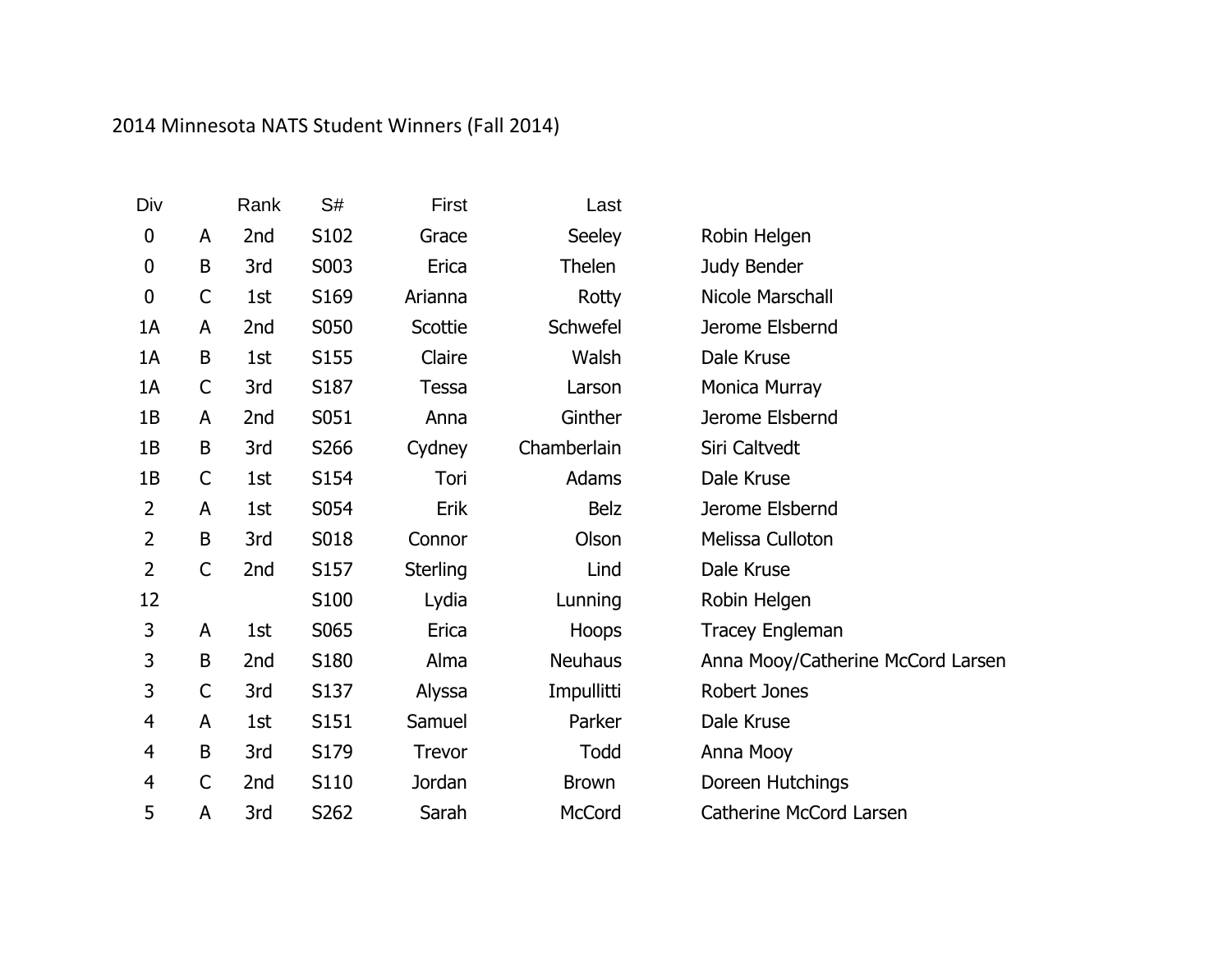2014 Minnesota NATS Student Winners (Fall 2014)

| Div | | Rank | S# | First | Last | |
|---|---|---|---|---|---|---|
| 0 | A | 2nd | S102 | Grace | Seeley | Robin Helgen |
| 0 | B | 3rd | S003 | Erica | Thelen | Judy Bender |
| 0 | C | 1st | S169 | Arianna | Rotty | Nicole Marschall |
| 1A | A | 2nd | S050 | Scottie | Schwefel | Jerome Elsbernd |
| 1A | B | 1st | S155 | Claire | Walsh | Dale Kruse |
| 1A | C | 3rd | S187 | Tessa | Larson | Monica Murray |
| 1B | A | 2nd | S051 | Anna | Ginther | Jerome Elsbernd |
| 1B | B | 3rd | S266 | Cydney | Chamberlain | Siri Caltvedt |
| 1B | C | 1st | S154 | Tori | Adams | Dale Kruse |
| 2 | A | 1st | S054 | Erik | Belz | Jerome Elsbernd |
| 2 | B | 3rd | S018 | Connor | Olson | Melissa Culloton |
| 2 | C | 2nd | S157 | Sterling | Lind | Dale Kruse |
| 12 | | | S100 | Lydia | Lunning | Robin Helgen |
| 3 | A | 1st | S065 | Erica | Hoops | Tracey Engleman |
| 3 | B | 2nd | S180 | Alma | Neuhaus | Anna Mooy/Catherine McCord Larsen |
| 3 | C | 3rd | S137 | Alyssa | Impullitti | Robert Jones |
| 4 | A | 1st | S151 | Samuel | Parker | Dale Kruse |
| 4 | B | 3rd | S179 | Trevor | Todd | Anna Mooy |
| 4 | C | 2nd | S110 | Jordan | Brown | Doreen Hutchings |
| 5 | A | 3rd | S262 | Sarah | McCord | Catherine McCord Larsen |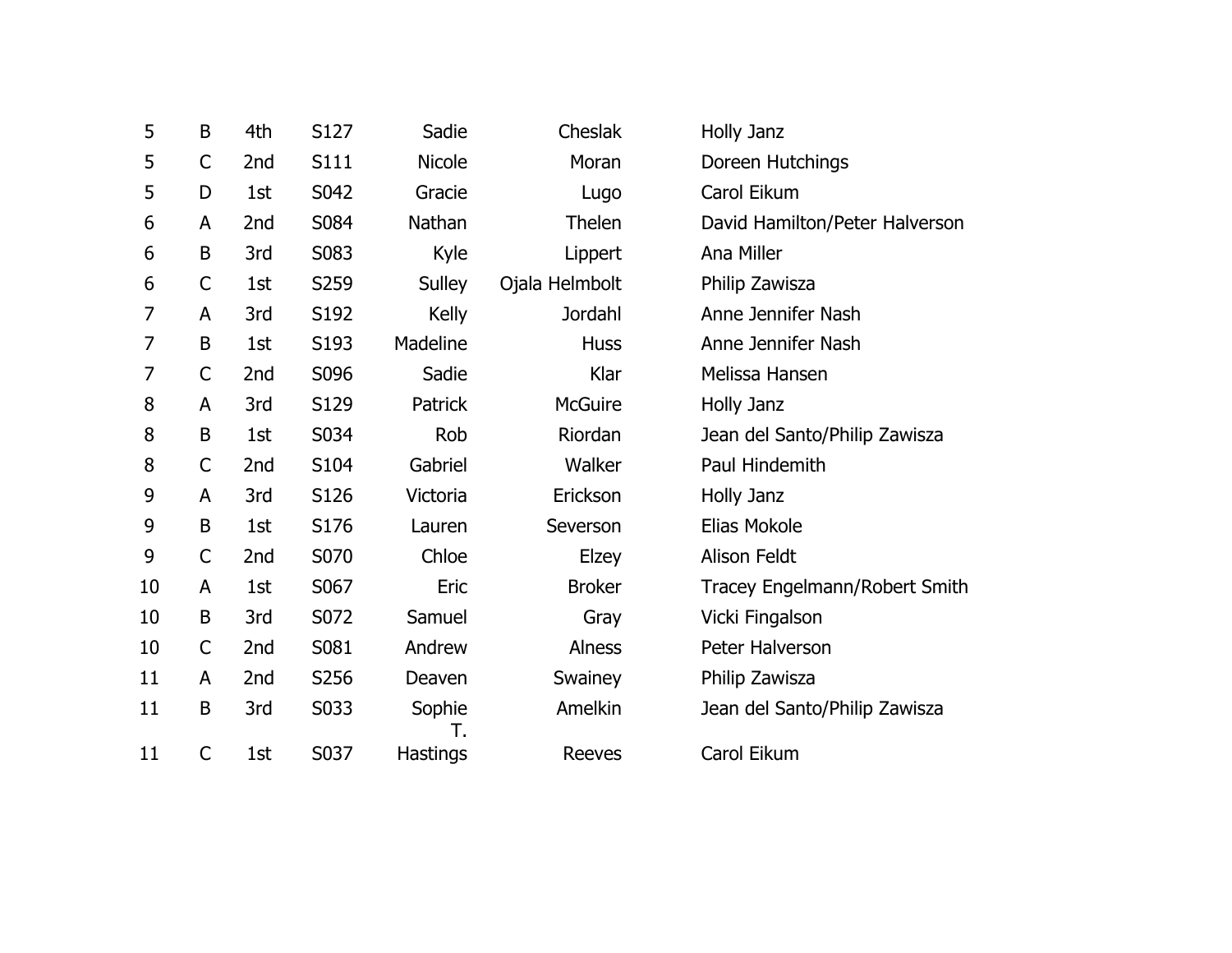| | | | | | | |
|---|---|---|---|---|---|---|
| 5 | B | 4th | S127 | Sadie | Cheslak | Holly Janz |
| 5 | C | 2nd | S111 | Nicole | Moran | Doreen Hutchings |
| 5 | D | 1st | S042 | Gracie | Lugo | Carol Eikum |
| 6 | A | 2nd | S084 | Nathan | Thelen | David Hamilton/Peter Halverson |
| 6 | B | 3rd | S083 | Kyle | Lippert | Ana Miller |
| 6 | C | 1st | S259 | Sulley | Ojala Helmbolt | Philip Zawisza |
| 7 | A | 3rd | S192 | Kelly | Jordahl | Anne Jennifer Nash |
| 7 | B | 1st | S193 | Madeline | Huss | Anne Jennifer Nash |
| 7 | C | 2nd | S096 | Sadie | Klar | Melissa Hansen |
| 8 | A | 3rd | S129 | Patrick | McGuire | Holly Janz |
| 8 | B | 1st | S034 | Rob | Riordan | Jean del Santo/Philip Zawisza |
| 8 | C | 2nd | S104 | Gabriel | Walker | Paul Hindemith |
| 9 | A | 3rd | S126 | Victoria | Erickson | Holly Janz |
| 9 | B | 1st | S176 | Lauren | Severson | Elias Mokole |
| 9 | C | 2nd | S070 | Chloe | Elzey | Alison Feldt |
| 10 | A | 1st | S067 | Eric | Broker | Tracey Engelmann/Robert Smith |
| 10 | B | 3rd | S072 | Samuel | Gray | Vicki Fingalson |
| 10 | C | 2nd | S081 | Andrew | Alness | Peter Halverson |
| 11 | A | 2nd | S256 | Deaven | Swainey | Philip Zawisza |
| 11 | B | 3rd | S033 | Sophie | Amelkin | Jean del Santo/Philip Zawisza |
| 11 | C | 1st | S037 | T. Hastings | Reeves | Carol Eikum |